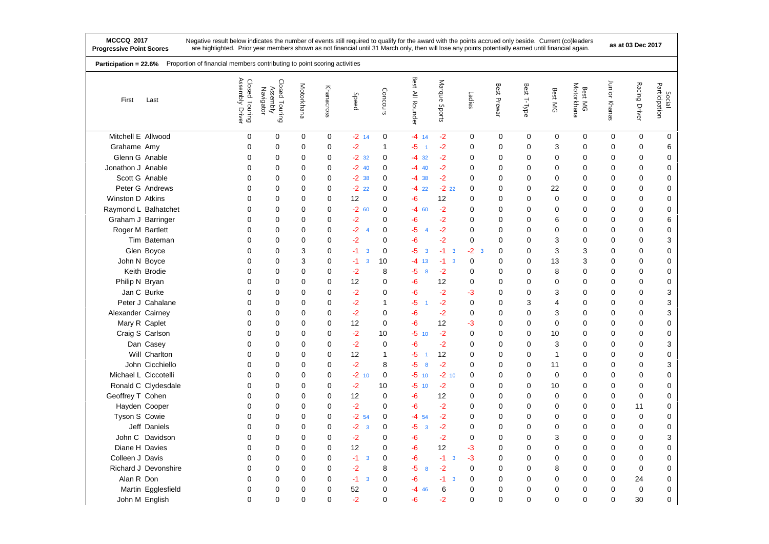**MCCCQ 2017**
**Progressive Point Scores**

Negative result below indicates the number of events still required to qualify for the award with the points accrued only beside. Current (co)leaders are highlighted. Prior year members shown as not financial until 31 March only, then will lose any points potentially earned until financial again.

**as at 03 Dec 2017**

**Participation = 22.6%** Proportion of financial members contributing to point scoring activities

| First | Last | Closed Touring Assembly Driver | Closed Touring Assembly Navigator | Motorkhana | Khanacross | Speed | Concours | Best All Rounder | Marque Sports | Ladies | Best Prewar | Best T-Type | Best MG | Best MG Motorkhana | Junior Khanas | Racing Driver | Social Participation |
|---|---|---|---|---|---|---|---|---|---|---|---|---|---|---|---|---|---|
| Mitchell E | Allwood | 0 | 0 | 0 | 0 | -2 14 | 0 | -4 14 | -2 | 0 | 0 | 0 | 0 | 0 | 0 | 0 | 0 |
| Grahame | Amy | 0 | 0 | 0 | 0 | -2 | 1 | -5 1 | -2 | 0 | 0 | 0 | 3 | 0 | 0 | 0 | 6 |
| Glenn G | Anable | 0 | 0 | 0 | 0 | -2 32 | 0 | -4 32 | -2 | 0 | 0 | 0 | 0 | 0 | 0 | 0 | 0 |
| Jonathon J | Anable | 0 | 0 | 0 | 0 | -2 40 | 0 | -4 40 | -2 | 0 | 0 | 0 | 0 | 0 | 0 | 0 | 0 |
| Scott G | Anable | 0 | 0 | 0 | 0 | -2 38 | 0 | -4 38 | -2 | 0 | 0 | 0 | 0 | 0 | 0 | 0 | 0 |
| Peter G | Andrews | 0 | 0 | 0 | 0 | -2 22 | 0 | -4 22 | -2 22 | 0 | 0 | 0 | 22 | 0 | 0 | 0 | 0 |
| Winston D | Atkins | 0 | 0 | 0 | 0 | 12 | 0 | -6 | 12 | 0 | 0 | 0 | 0 | 0 | 0 | 0 | 0 |
| Raymond L | Balhatchet | 0 | 0 | 0 | 0 | -2 60 | 0 | -4 60 | -2 | 0 | 0 | 0 | 0 | 0 | 0 | 0 | 0 |
| Graham J | Barringer | 0 | 0 | 0 | 0 | -2 | 0 | -6 | -2 | 0 | 0 | 0 | 6 | 0 | 0 | 0 | 6 |
| Roger M | Bartlett | 0 | 0 | 0 | 0 | -2 4 | 0 | -5 4 | -2 | 0 | 0 | 0 | 0 | 0 | 0 | 0 | 0 |
| Tim | Bateman | 0 | 0 | 0 | 0 | -2 | 0 | -6 | -2 | 0 | 0 | 0 | 3 | 0 | 0 | 0 | 3 |
| Glen | Boyce | 0 | 0 | 3 | 0 | -1 3 | 0 | -5 3 | -1 3 | -2 3 | 0 | 0 | 3 | 3 | 0 | 0 | 0 |
| John N | Boyce | 0 | 0 | 3 | 0 | -1 3 | 10 | -4 13 | -1 3 | 0 | 0 | 0 | 13 | 3 | 0 | 0 | 0 |
| Keith | Brodie | 0 | 0 | 0 | 0 | -2 | 8 | -5 8 | -2 | 0 | 0 | 0 | 8 | 0 | 0 | 0 | 0 |
| Philip N | Bryan | 0 | 0 | 0 | 0 | 12 | 0 | -6 | 12 | 0 | 0 | 0 | 0 | 0 | 0 | 0 | 0 |
| Jan C | Burke | 0 | 0 | 0 | 0 | -2 | 0 | -6 | -2 | -3 | 0 | 0 | 3 | 0 | 0 | 0 | 3 |
| Peter J | Cahalane | 0 | 0 | 0 | 0 | -2 | 1 | -5 1 | -2 | 0 | 0 | 3 | 4 | 0 | 0 | 0 | 3 |
| Alexander | Cairney | 0 | 0 | 0 | 0 | -2 | 0 | -6 | -2 | 0 | 0 | 0 | 3 | 0 | 0 | 0 | 3 |
| Mary R | Caplet | 0 | 0 | 0 | 0 | 12 | 0 | -6 | 12 | -3 | 0 | 0 | 0 | 0 | 0 | 0 | 0 |
| Craig S | Carlson | 0 | 0 | 0 | 0 | -2 | 10 | -5 10 | -2 | 0 | 0 | 0 | 10 | 0 | 0 | 0 | 0 |
| Dan | Casey | 0 | 0 | 0 | 0 | -2 | 0 | -6 | -2 | 0 | 0 | 0 | 3 | 0 | 0 | 0 | 3 |
| Will | Charlton | 0 | 0 | 0 | 0 | 12 | 1 | -5 1 | 12 | 0 | 0 | 0 | 1 | 0 | 0 | 0 | 0 |
| John | Cicchiello | 0 | 0 | 0 | 0 | -2 | 8 | -5 8 | -2 | 0 | 0 | 0 | 11 | 0 | 0 | 0 | 3 |
| Michael L | Ciccotelli | 0 | 0 | 0 | 0 | -2 10 | 0 | -5 10 | -2 10 | 0 | 0 | 0 | 0 | 0 | 0 | 0 | 0 |
| Ronald C | Clydesdale | 0 | 0 | 0 | 0 | -2 | 10 | -5 10 | -2 | 0 | 0 | 0 | 10 | 0 | 0 | 0 | 0 |
| Geoffrey T | Cohen | 0 | 0 | 0 | 0 | 12 | 0 | -6 | 12 | 0 | 0 | 0 | 0 | 0 | 0 | 0 | 0 |
| Hayden | Cooper | 0 | 0 | 0 | 0 | -2 | 0 | -6 | -2 | 0 | 0 | 0 | 0 | 0 | 0 | 11 | 0 |
| Tyson S | Cowie | 0 | 0 | 0 | 0 | -2 54 | 0 | -4 54 | -2 | 0 | 0 | 0 | 0 | 0 | 0 | 0 | 0 |
| Jeff | Daniels | 0 | 0 | 0 | 0 | -2 3 | 0 | -5 3 | -2 | 0 | 0 | 0 | 0 | 0 | 0 | 0 | 0 |
| John C | Davidson | 0 | 0 | 0 | 0 | -2 | 0 | -6 | -2 | 0 | 0 | 0 | 3 | 0 | 0 | 0 | 3 |
| Diane H | Davies | 0 | 0 | 0 | 0 | 12 | 0 | -6 | 12 | -3 | 0 | 0 | 0 | 0 | 0 | 0 | 0 |
| Colleen J | Davis | 0 | 0 | 0 | 0 | -1 3 | 0 | -6 | -1 3 | -3 | 0 | 0 | 0 | 0 | 0 | 0 | 0 |
| Richard J | Devonshire | 0 | 0 | 0 | 0 | -2 | 8 | -5 8 | -2 | 0 | 0 | 0 | 8 | 0 | 0 | 0 | 0 |
| Alan R | Don | 0 | 0 | 0 | 0 | -1 3 | 0 | -6 | -1 3 | 0 | 0 | 0 | 0 | 0 | 0 | 24 | 0 |
| Martin | Egglesfield | 0 | 0 | 0 | 0 | 52 | 0 | -4 46 | 6 | 0 | 0 | 0 | 0 | 0 | 0 | 0 | 0 |
| John M | English | 0 | 0 | 0 | 0 | -2 | 0 | -6 | -2 | 0 | 0 | 0 | 0 | 0 | 0 | 30 | 0 |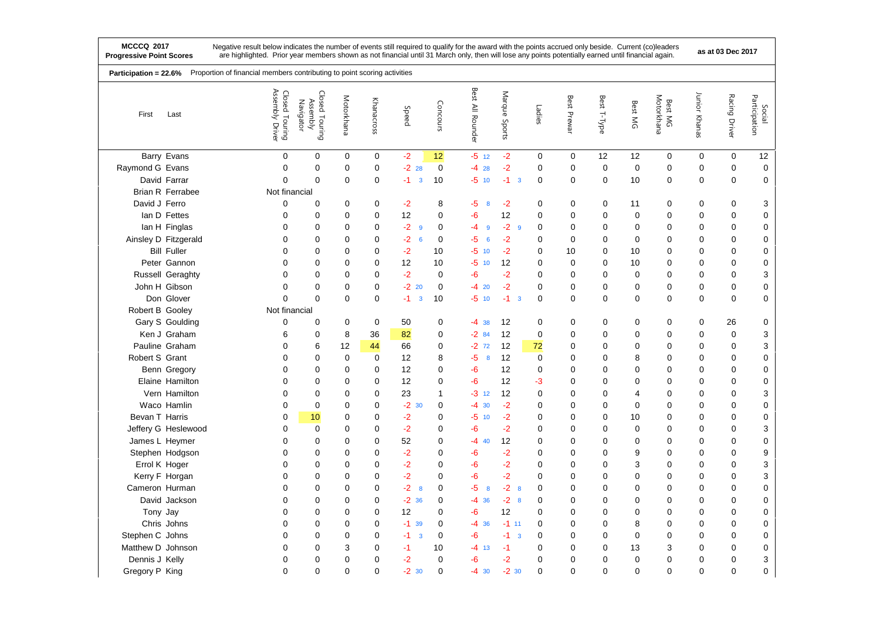**MCCCQ 2017**
**Progressive Point Scores**

Negative result below indicates the number of events still required to qualify for the award with the points accrued only beside. Current (co)leaders are highlighted. Prior year members shown as not financial until 31 March only, then will lose any points potentially earned until financial again.

**as at 03 Dec 2017**

**Participation = 22.6%** Proportion of financial members contributing to point scoring activities

| First | Last | Closed Touring Assembly Driver | Closed Touring Assembly Navigator | Motorkhana | Khanacross | Speed | Concours | Best All Rounder | Marque Sports | Ladies | Best Prewar | Best T-Type | Best MG | Best MG Motorkhana | Junior Khanas | Racing Driver | Social Participation |
|---|---|---|---|---|---|---|---|---|---|---|---|---|---|---|---|---|---|
| Barry | Evans | 0 | 0 | 0 | 0 | -2 | 12 | -5 12 | -2 | 0 | 0 | 12 | 12 | 0 | 0 | 0 | 12 |
| Raymond G | Evans | 0 | 0 | 0 | 0 | -2 28 | 0 | -4 28 | -2 | 0 | 0 | 0 | 0 | 0 | 0 | 0 | 0 |
| David | Farrar | 0 | 0 | 0 | 0 | -1 3 | 10 | -5 10 | -1 3 | 0 | 0 | 0 | 10 | 0 | 0 | 0 | 0 |
| Brian R | Ferrabee | Not financial | | | | | | | | | | | | | | | |
| David J | Ferro | 0 | 0 | 0 | 0 | -2 | 8 | -5 8 | -2 | 0 | 0 | 0 | 11 | 0 | 0 | 0 | 3 |
| Ian D | Fettes | 0 | 0 | 0 | 0 | 12 | 0 | -6 | 12 | 0 | 0 | 0 | 0 | 0 | 0 | 0 | 0 |
| Ian H | Finglas | 0 | 0 | 0 | 0 | -2 9 | 0 | -4 9 | -2 9 | 0 | 0 | 0 | 0 | 0 | 0 | 0 | 0 |
| Ainsley D | Fitzgerald | 0 | 0 | 0 | 0 | -2 6 | 0 | -5 6 | -2 | 0 | 0 | 0 | 0 | 0 | 0 | 0 | 0 |
| Bill | Fuller | 0 | 0 | 0 | 0 | -2 | 10 | -5 10 | -2 | 0 | 10 | 0 | 10 | 0 | 0 | 0 | 0 |
| Peter | Gannon | 0 | 0 | 0 | 0 | 12 | 10 | -5 10 | 12 | 0 | 0 | 0 | 10 | 0 | 0 | 0 | 0 |
| Russell | Geraghty | 0 | 0 | 0 | 0 | -2 | 0 | -6 | -2 | 0 | 0 | 0 | 0 | 0 | 0 | 0 | 3 |
| John H | Gibson | 0 | 0 | 0 | 0 | -2 20 | 0 | -4 20 | -2 | 0 | 0 | 0 | 0 | 0 | 0 | 0 | 0 |
| Don | Glover | 0 | 0 | 0 | 0 | -1 3 | 10 | -5 10 | -1 3 | 0 | 0 | 0 | 0 | 0 | 0 | 0 | 0 |
| Robert B | Gooley | Not financial | | | | | | | | | | | | | | | |
| Gary S | Goulding | 0 | 0 | 0 | 0 | 50 | 0 | -4 38 | 12 | 0 | 0 | 0 | 0 | 0 | 0 | 26 | 0 |
| Ken J | Graham | 6 | 0 | 8 | 36 | 82 | 0 | -2 84 | 12 | 0 | 0 | 0 | 0 | 0 | 0 | 0 | 3 |
| Pauline | Graham | 0 | 6 | 12 | 44 | 66 | 0 | -2 72 | 12 | 72 | 0 | 0 | 0 | 0 | 0 | 0 | 3 |
| Robert S | Grant | 0 | 0 | 0 | 0 | 12 | 8 | -5 8 | 12 | 0 | 0 | 0 | 8 | 0 | 0 | 0 | 0 |
| Benn | Gregory | 0 | 0 | 0 | 0 | 12 | 0 | -6 | 12 | 0 | 0 | 0 | 0 | 0 | 0 | 0 | 0 |
| Elaine | Hamilton | 0 | 0 | 0 | 0 | 12 | 0 | -6 | 12 | -3 | 0 | 0 | 0 | 0 | 0 | 0 | 0 |
| Vern | Hamilton | 0 | 0 | 0 | 0 | 23 | 1 | -3 12 | 12 | 0 | 0 | 0 | 4 | 0 | 0 | 0 | 3 |
| Waco | Hamlin | 0 | 0 | 0 | 0 | -2 30 | 0 | -4 30 | -2 | 0 | 0 | 0 | 0 | 0 | 0 | 0 | 0 |
| Bevan T | Harris | 0 | 10 | 0 | 0 | -2 | 0 | -5 10 | -2 | 0 | 0 | 0 | 10 | 0 | 0 | 0 | 0 |
| Jeffery G | Heslewood | 0 | 0 | 0 | 0 | -2 | 0 | -6 | -2 | 0 | 0 | 0 | 0 | 0 | 0 | 0 | 3 |
| James L | Heymer | 0 | 0 | 0 | 0 | 52 | 0 | -4 40 | 12 | 0 | 0 | 0 | 0 | 0 | 0 | 0 | 0 |
| Stephen | Hodgson | 0 | 0 | 0 | 0 | -2 | 0 | -6 | -2 | 0 | 0 | 0 | 9 | 0 | 0 | 0 | 9 |
| Errol K | Hoger | 0 | 0 | 0 | 0 | -2 | 0 | -6 | -2 | 0 | 0 | 0 | 3 | 0 | 0 | 0 | 3 |
| Kerry F | Horgan | 0 | 0 | 0 | 0 | -2 | 0 | -6 | -2 | 0 | 0 | 0 | 0 | 0 | 0 | 0 | 3 |
| Cameron | Hurman | 0 | 0 | 0 | 0 | -2 8 | 0 | -5 8 | -2 8 | 0 | 0 | 0 | 0 | 0 | 0 | 0 | 0 |
| David | Jackson | 0 | 0 | 0 | 0 | -2 36 | 0 | -4 36 | -2 8 | 0 | 0 | 0 | 0 | 0 | 0 | 0 | 0 |
| Tony | Jay | 0 | 0 | 0 | 0 | 12 | 0 | -6 | 12 | 0 | 0 | 0 | 0 | 0 | 0 | 0 | 0 |
| Chris | Johns | 0 | 0 | 0 | 0 | -1 39 | 0 | -4 36 | -1 11 | 0 | 0 | 0 | 8 | 0 | 0 | 0 | 0 |
| Stephen C | Johns | 0 | 0 | 0 | 0 | -1 3 | 0 | -6 | -1 3 | 0 | 0 | 0 | 0 | 0 | 0 | 0 | 0 |
| Matthew D | Johnson | 0 | 0 | 3 | 0 | -1 | 10 | -4 13 | -1 | 0 | 0 | 0 | 13 | 3 | 0 | 0 | 0 |
| Dennis J | Kelly | 0 | 0 | 0 | 0 | -2 | 0 | -6 | -2 | 0 | 0 | 0 | 0 | 0 | 0 | 0 | 3 |
| Gregory P | King | 0 | 0 | 0 | 0 | -2 30 | 0 | -4 30 | -2 30 | 0 | 0 | 0 | 0 | 0 | 0 | 0 | 0 |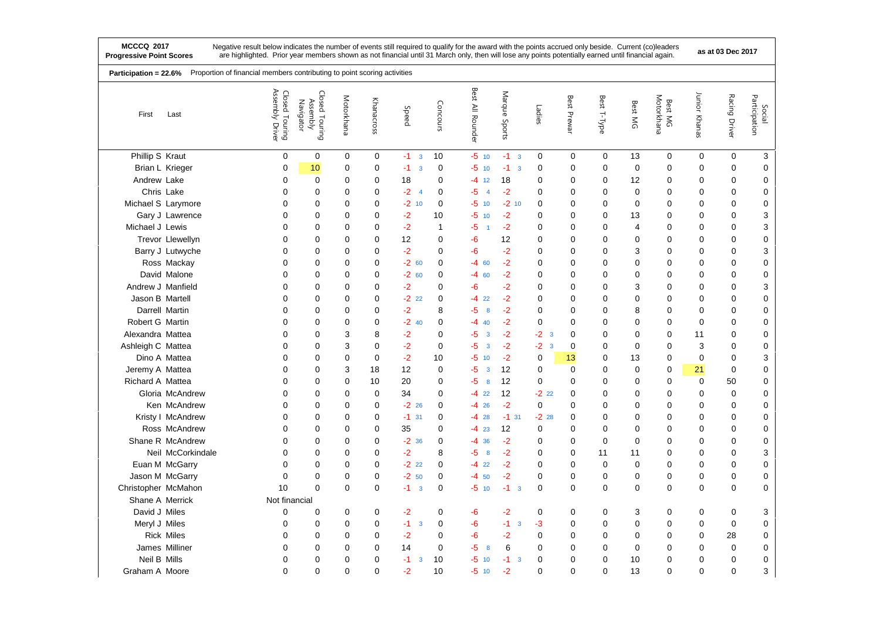**MCCCQ 2017**
**Progressive Point Scores**

Negative result below indicates the number of events still required to qualify for the award with the points accrued only beside. Current (co)leaders are highlighted. Prior year members shown as not financial until 31 March only, then will lose any points potentially earned until financial again.

**as at 03 Dec 2017**

**Participation = 22.6%** Proportion of financial members contributing to point scoring activities

| First | Last | Closed Touring Assembly Driver | Closed Touring Assembly Navigator | Motorkhana | Khanacross | Speed | Concours | Best All Rounder | Marque Sports | Ladies | Best Prewar | Best T-Type | Best MG | Best MG Motorkhana | Junior Khanas | Racing Driver | Social Participation |
|---|---|---|---|---|---|---|---|---|---|---|---|---|---|---|---|---|---|
| Phillip S | Kraut | 0 | 0 | 0 | 0 | -1 3 | 10 | -5 10 | -1 3 | 0 | 0 | 0 | 13 | 0 | 0 | 0 | 3 |
| Brian L | Krieger | 0 | 10 | 0 | 0 | -1 3 | 0 | -5 10 | -1 3 | 0 | 0 | 0 | 0 | 0 | 0 | 0 | 0 |
| Andrew | Lake | 0 | 0 | 0 | 0 | 18 | 0 | -4 12 | 18 | 0 | 0 | 0 | 12 | 0 | 0 | 0 | 0 |
| Chris | Lake | 0 | 0 | 0 | 0 | -2 4 | 0 | -5 4 | -2 | 0 | 0 | 0 | 0 | 0 | 0 | 0 | 0 |
| Michael S | Larymore | 0 | 0 | 0 | 0 | -2 10 | 0 | -5 10 | -2 10 | 0 | 0 | 0 | 0 | 0 | 0 | 0 | 0 |
| Gary J | Lawrence | 0 | 0 | 0 | 0 | -2 | 10 | -5 10 | -2 | 0 | 0 | 0 | 13 | 0 | 0 | 0 | 3 |
| Michael J | Lewis | 0 | 0 | 0 | 0 | -2 | 1 | -5 1 | -2 | 0 | 0 | 0 | 4 | 0 | 0 | 0 | 3 |
| Trevor | Llewellyn | 0 | 0 | 0 | 0 | 12 | 0 | -6 | 12 | 0 | 0 | 0 | 0 | 0 | 0 | 0 | 0 |
| Barry J | Lutwyche | 0 | 0 | 0 | 0 | -2 | 0 | -6 | -2 | 0 | 0 | 0 | 3 | 0 | 0 | 0 | 3 |
| Ross | Mackay | 0 | 0 | 0 | 0 | -2 60 | 0 | -4 60 | -2 | 0 | 0 | 0 | 0 | 0 | 0 | 0 | 0 |
| David | Malone | 0 | 0 | 0 | 0 | -2 60 | 0 | -4 60 | -2 | 0 | 0 | 0 | 0 | 0 | 0 | 0 | 0 |
| Andrew J | Manfield | 0 | 0 | 0 | 0 | -2 | 0 | -6 | -2 | 0 | 0 | 0 | 3 | 0 | 0 | 0 | 3 |
| Jason B | Martell | 0 | 0 | 0 | 0 | -2 22 | 0 | -4 22 | -2 | 0 | 0 | 0 | 0 | 0 | 0 | 0 | 0 |
| Darrell | Martin | 0 | 0 | 0 | 0 | -2 | 8 | -5 8 | -2 | 0 | 0 | 0 | 8 | 0 | 0 | 0 | 0 |
| Robert G | Martin | 0 | 0 | 0 | 0 | -2 40 | 0 | -4 40 | -2 | 0 | 0 | 0 | 0 | 0 | 0 | 0 | 0 |
| Alexandra | Mattea | 0 | 0 | 3 | 8 | -2 | 0 | -5 3 | -2 | -2 3 | 0 | 0 | 0 | 0 | 11 | 0 | 0 |
| Ashleigh C | Mattea | 0 | 0 | 3 | 0 | -2 | 0 | -5 3 | -2 | -2 3 | 0 | 0 | 0 | 0 | 3 | 0 | 0 |
| Dino A | Mattea | 0 | 0 | 0 | 0 | -2 | 10 | -5 10 | -2 | 0 | 13 | 0 | 13 | 0 | 0 | 0 | 3 |
| Jeremy A | Mattea | 0 | 0 | 3 | 18 | 12 | 0 | -5 3 | 12 | 0 | 0 | 0 | 0 | 0 | 21 | 0 | 0 |
| Richard A | Mattea | 0 | 0 | 0 | 10 | 20 | 0 | -5 8 | 12 | 0 | 0 | 0 | 0 | 0 | 0 | 50 | 0 |
| Gloria | McAndrew | 0 | 0 | 0 | 0 | 34 | 0 | -4 22 | 12 | -2 22 | 0 | 0 | 0 | 0 | 0 | 0 | 0 |
| Ken | McAndrew | 0 | 0 | 0 | 0 | -2 26 | 0 | -4 26 | -2 | 0 | 0 | 0 | 0 | 0 | 0 | 0 | 0 |
| Kristy I | McAndrew | 0 | 0 | 0 | 0 | -1 31 | 0 | -4 28 | -1 31 | -2 28 | 0 | 0 | 0 | 0 | 0 | 0 | 0 |
| Ross | McAndrew | 0 | 0 | 0 | 0 | 35 | 0 | -4 23 | 12 | 0 | 0 | 0 | 0 | 0 | 0 | 0 | 0 |
| Shane R | McAndrew | 0 | 0 | 0 | 0 | -2 36 | 0 | -4 36 | -2 | 0 | 0 | 0 | 0 | 0 | 0 | 0 | 0 |
| Neil | McCorkindale | 0 | 0 | 0 | 0 | -2 | 8 | -5 8 | -2 | 0 | 0 | 11 | 11 | 0 | 0 | 0 | 3 |
| Euan M | McGarry | 0 | 0 | 0 | 0 | -2 22 | 0 | -4 22 | -2 | 0 | 0 | 0 | 0 | 0 | 0 | 0 | 0 |
| Jason M | McGarry | 0 | 0 | 0 | 0 | -2 50 | 0 | -4 50 | -2 | 0 | 0 | 0 | 0 | 0 | 0 | 0 | 0 |
| Christopher | McMahon | 10 | 0 | 0 | 0 | -1 3 | 0 | -5 10 | -1 3 | 0 | 0 | 0 | 0 | 0 | 0 | 0 | 0 |
| Shane A | Merrick | Not financial | | | | | | | | | | | | | | | |
| David J | Miles | 0 | 0 | 0 | 0 | -2 | 0 | -6 | -2 | 0 | 0 | 0 | 3 | 0 | 0 | 0 | 3 |
| Meryl J | Miles | 0 | 0 | 0 | 0 | -1 3 | 0 | -6 | -1 3 | -3 | 0 | 0 | 0 | 0 | 0 | 0 | 0 |
| Rick | Miles | 0 | 0 | 0 | 0 | -2 | 0 | -6 | -2 | 0 | 0 | 0 | 0 | 0 | 0 | 28 | 0 |
| James | Milliner | 0 | 0 | 0 | 0 | 14 | 0 | -5 8 | 6 | 0 | 0 | 0 | 0 | 0 | 0 | 0 | 0 |
| Neil B | Mills | 0 | 0 | 0 | 0 | -1 3 | 10 | -5 10 | -1 3 | 0 | 0 | 0 | 10 | 0 | 0 | 0 | 0 |
| Graham A | Moore | 0 | 0 | 0 | 0 | -2 | 10 | -5 10 | -2 | 0 | 0 | 0 | 13 | 0 | 0 | 0 | 3 |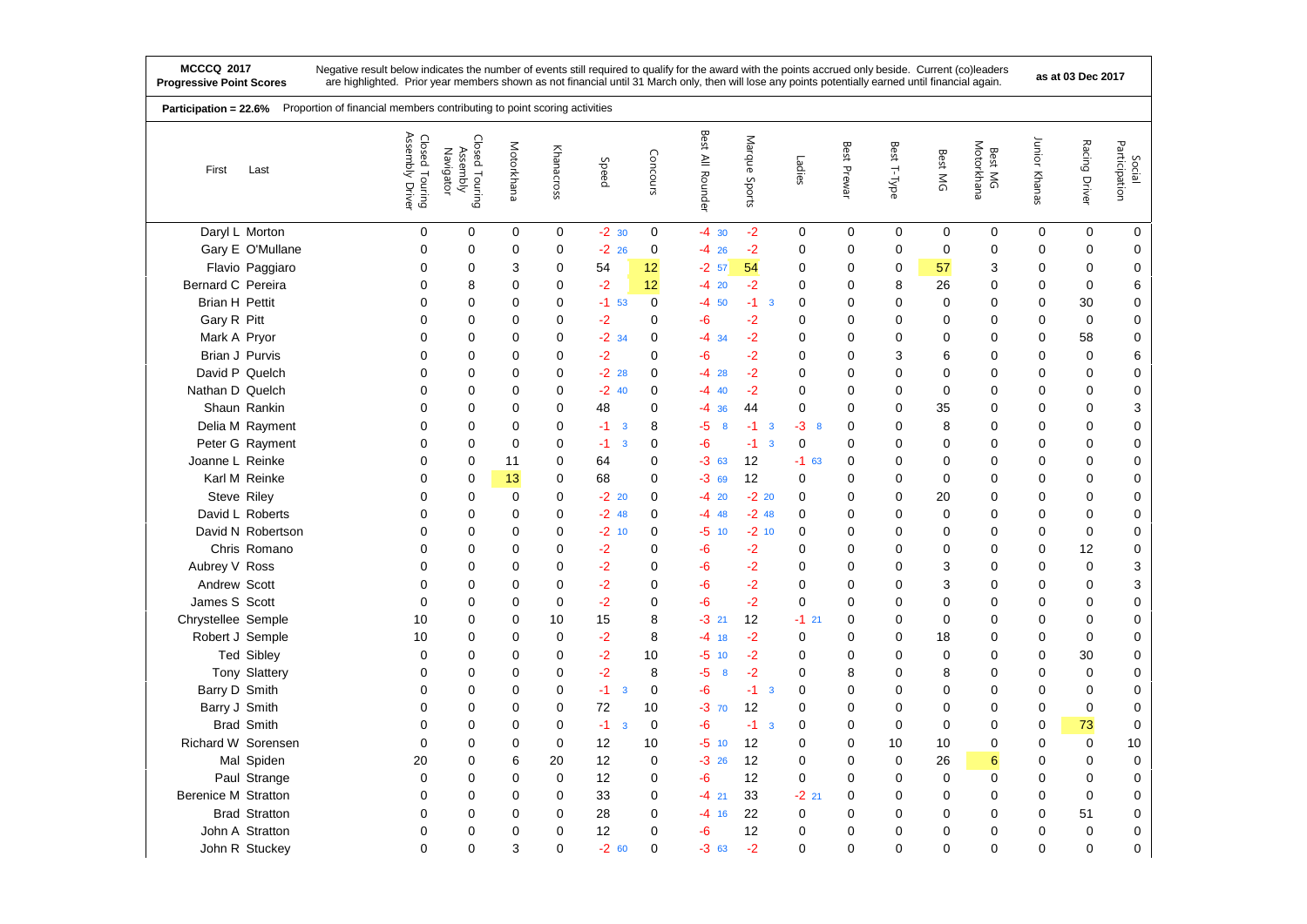**MCCCQ 2017**
**Progressive Point Scores**

Negative result below indicates the number of events still required to qualify for the award with the points accrued only beside. Current (co)leaders are highlighted. Prior year members shown as not financial until 31 March only, then will lose any points potentially earned until financial again.

**as at 03 Dec 2017**

**Participation = 22.6%** Proportion of financial members contributing to point scoring activities

| First | Last | Closed Touring Assembly Driver | Closed Touring Assembly Navigator | Motorkhana | Khanacross | Speed | Concours | Best All Rounder | Marque Sports | Ladies | Best Prewar | Best T-Type | Best MG | Best MG Motorkhana | Junior Khanas | Racing Driver | Social Participation |
|---|---|---|---|---|---|---|---|---|---|---|---|---|---|---|---|---|---|
| Daryl L | Morton | 0 | 0 | 0 | 0 | -2 30 | 0 | -4 30 | -2 | 0 | 0 | 0 | 0 | 0 | 0 | 0 | 0 |
| Gary E | O'Mullane | 0 | 0 | 0 | 0 | -2 26 | 0 | -4 26 | -2 | 0 | 0 | 0 | 0 | 0 | 0 | 0 | 0 |
| Flavio | Paggiaro | 0 | 0 | 3 | 0 | 54 | 12 | -2 57 | 54 | 0 | 0 | 0 | 57 | 3 | 0 | 0 | 0 |
| Bernard C | Pereira | 0 | 8 | 0 | 0 | -2 | 12 | -4 20 | -2 | 0 | 0 | 8 | 26 | 0 | 0 | 0 | 6 |
| Brian H | Pettit | 0 | 0 | 0 | 0 | -1 53 | 0 | -4 50 | -1 3 | 0 | 0 | 0 | 0 | 0 | 0 | 30 | 0 |
| Gary R | Pitt | 0 | 0 | 0 | 0 | -2 | 0 | -6 | -2 | 0 | 0 | 0 | 0 | 0 | 0 | 0 | 0 |
| Mark A | Pryor | 0 | 0 | 0 | 0 | -2 34 | 0 | -4 34 | -2 | 0 | 0 | 0 | 0 | 0 | 0 | 58 | 0 |
| Brian J | Purvis | 0 | 0 | 0 | 0 | -2 | 0 | -6 | -2 | 0 | 0 | 3 | 6 | 0 | 0 | 0 | 6 |
| David P | Quelch | 0 | 0 | 0 | 0 | -2 28 | 0 | -4 28 | -2 | 0 | 0 | 0 | 0 | 0 | 0 | 0 | 0 |
| Nathan D | Quelch | 0 | 0 | 0 | 0 | -2 40 | 0 | -4 40 | -2 | 0 | 0 | 0 | 0 | 0 | 0 | 0 | 0 |
| Shaun | Rankin | 0 | 0 | 0 | 0 | 48 | 0 | -4 36 | 44 | 0 | 0 | 0 | 35 | 0 | 0 | 0 | 3 |
| Delia M | Rayment | 0 | 0 | 0 | 0 | -1 3 | 8 | -5 8 | -1 3 | -3 8 | 0 | 0 | 8 | 0 | 0 | 0 | 0 |
| Peter G | Rayment | 0 | 0 | 0 | 0 | -1 3 | 0 | -6 | -1 3 | 0 | 0 | 0 | 0 | 0 | 0 | 0 | 0 |
| Joanne L | Reinke | 0 | 0 | 11 | 0 | 64 | 0 | -3 63 | 12 | -1 63 | 0 | 0 | 0 | 0 | 0 | 0 | 0 |
| Karl M | Reinke | 0 | 0 | 13 | 0 | 68 | 0 | -3 69 | 12 | 0 | 0 | 0 | 0 | 0 | 0 | 0 | 0 |
| Steve | Riley | 0 | 0 | 0 | 0 | -2 20 | 0 | -4 20 | -2 20 | 0 | 0 | 0 | 20 | 0 | 0 | 0 | 0 |
| David L | Roberts | 0 | 0 | 0 | 0 | -2 48 | 0 | -4 48 | -2 48 | 0 | 0 | 0 | 0 | 0 | 0 | 0 | 0 |
| David N | Robertson | 0 | 0 | 0 | 0 | -2 10 | 0 | -5 10 | -2 10 | 0 | 0 | 0 | 0 | 0 | 0 | 0 | 0 |
| Chris | Romano | 0 | 0 | 0 | 0 | -2 | 0 | -6 | -2 | 0 | 0 | 0 | 0 | 0 | 0 | 12 | 0 |
| Aubrey V | Ross | 0 | 0 | 0 | 0 | -2 | 0 | -6 | -2 | 0 | 0 | 0 | 3 | 0 | 0 | 0 | 3 |
| Andrew | Scott | 0 | 0 | 0 | 0 | -2 | 0 | -6 | -2 | 0 | 0 | 0 | 3 | 0 | 0 | 0 | 3 |
| James S | Scott | 0 | 0 | 0 | 0 | -2 | 0 | -6 | -2 | 0 | 0 | 0 | 0 | 0 | 0 | 0 | 0 |
| Chrystellee | Semple | 10 | 0 | 0 | 10 | 15 | 8 | -3 21 | 12 | -1 21 | 0 | 0 | 0 | 0 | 0 | 0 | 0 |
| Robert J | Semple | 10 | 0 | 0 | 0 | -2 | 8 | -4 18 | -2 | 0 | 0 | 0 | 18 | 0 | 0 | 0 | 0 |
| Ted | Sibley | 0 | 0 | 0 | 0 | -2 | 10 | -5 10 | -2 | 0 | 0 | 0 | 0 | 0 | 0 | 30 | 0 |
| Tony | Slattery | 0 | 0 | 0 | 0 | -2 | 8 | -5 8 | -2 | 0 | 8 | 0 | 8 | 0 | 0 | 0 | 0 |
| Barry D | Smith | 0 | 0 | 0 | 0 | -1 3 | 0 | -6 | -1 3 | 0 | 0 | 0 | 0 | 0 | 0 | 0 | 0 |
| Barry J | Smith | 0 | 0 | 0 | 0 | 72 | 10 | -3 70 | 12 | 0 | 0 | 0 | 0 | 0 | 0 | 0 | 0 |
| Brad | Smith | 0 | 0 | 0 | 0 | -1 3 | 0 | -6 | -1 3 | 0 | 0 | 0 | 0 | 0 | 0 | 73 | 0 |
| Richard W | Sorensen | 0 | 0 | 0 | 0 | 12 | 10 | -5 10 | 12 | 0 | 0 | 10 | 10 | 0 | 0 | 0 | 10 |
| Mal | Spiden | 20 | 0 | 6 | 20 | 12 | 0 | -3 26 | 12 | 0 | 0 | 0 | 26 | 6 | 0 | 0 | 0 |
| Paul | Strange | 0 | 0 | 0 | 0 | 12 | 0 | -6 | 12 | 0 | 0 | 0 | 0 | 0 | 0 | 0 | 0 |
| Berenice M | Stratton | 0 | 0 | 0 | 0 | 33 | 0 | -4 21 | 33 | -2 21 | 0 | 0 | 0 | 0 | 0 | 0 | 0 |
| Brad | Stratton | 0 | 0 | 0 | 0 | 28 | 0 | -4 16 | 22 | 0 | 0 | 0 | 0 | 0 | 0 | 51 | 0 |
| John A | Stratton | 0 | 0 | 0 | 0 | 12 | 0 | -6 | 12 | 0 | 0 | 0 | 0 | 0 | 0 | 0 | 0 |
| John R | Stuckey | 0 | 0 | 3 | 0 | -2 60 | 0 | -3 63 | -2 | 0 | 0 | 0 | 0 | 0 | 0 | 0 | 0 |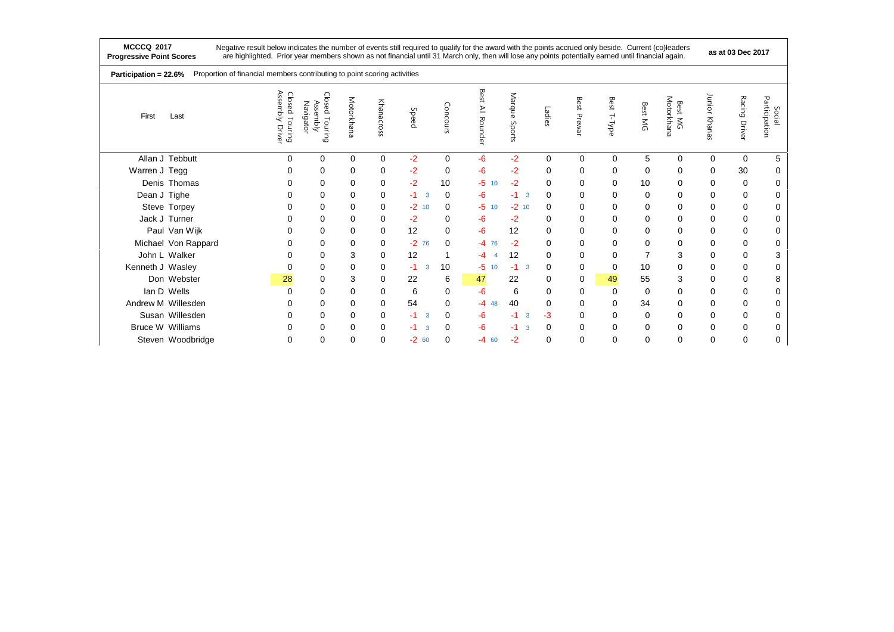**MCCCQ 2017**
**Progressive Point Scores**

Negative result below indicates the number of events still required to qualify for the award with the points accrued only beside. Current (co)leaders are highlighted. Prior year members shown as not financial until 31 March only, then will lose any points potentially earned until financial again.

**as at 03 Dec 2017**

**Participation = 22.6%** Proportion of financial members contributing to point scoring activities

| First | Last | Closed Touring Assembly Driver | Closed Touring Assembly Navigator | Motorkhana | Khanacross | Speed | Concours | Best All Rounder | Marque Sports | Ladies | Best Prewar | Best T-Type | Best MG | Best MG Motorkhana | Junior Khanas | Racing Driver | Social Participation |
|---|---|---|---|---|---|---|---|---|---|---|---|---|---|---|---|---|---|
| Allan J | Tebbutt | 0 | 0 | 0 | 0 | -2 | 0 | -6 | -2 | 0 | 0 | 0 | 5 | 0 | 0 | 0 | 5 |
| Warren J | Tegg | 0 | 0 | 0 | 0 | -2 | 0 | -6 | -2 | 0 | 0 | 0 | 0 | 0 | 0 | 30 | 0 |
| Denis | Thomas | 0 | 0 | 0 | 0 | -2 | 10 | -5 10 | -2 | 0 | 0 | 0 | 10 | 0 | 0 | 0 | 0 |
| Dean J | Tighe | 0 | 0 | 0 | 0 | -1 3 | 0 | -6 | -1 3 | 0 | 0 | 0 | 0 | 0 | 0 | 0 | 0 |
| Steve | Torpey | 0 | 0 | 0 | 0 | -2 10 | 0 | -5 10 | -2 10 | 0 | 0 | 0 | 0 | 0 | 0 | 0 | 0 |
| Jack J | Turner | 0 | 0 | 0 | 0 | -2 | 0 | -6 | -2 | 0 | 0 | 0 | 0 | 0 | 0 | 0 | 0 |
| Paul | Van Wijk | 0 | 0 | 0 | 0 | 12 | 0 | -6 | 12 | 0 | 0 | 0 | 0 | 0 | 0 | 0 | 0 |
| Michael | Von Rappard | 0 | 0 | 0 | 0 | -2 76 | 0 | -4 76 | -2 | 0 | 0 | 0 | 0 | 0 | 0 | 0 | 0 |
| John L | Walker | 0 | 0 | 3 | 0 | 12 | 1 | -4 4 | 12 | 0 | 0 | 0 | 7 | 3 | 0 | 0 | 3 |
| Kenneth J | Wasley | 0 | 0 | 0 | 0 | -1 3 | 10 | -5 10 | -1 3 | 0 | 0 | 0 | 10 | 0 | 0 | 0 | 0 |
| Don | Webster | 28 | 0 | 3 | 0 | 22 | 6 | 47 | 22 | 0 | 0 | 49 | 55 | 3 | 0 | 0 | 8 |
| Ian D | Wells | 0 | 0 | 0 | 0 | 6 | 0 | -6 | 6 | 0 | 0 | 0 | 0 | 0 | 0 | 0 | 0 |
| Andrew M | Willesden | 0 | 0 | 0 | 0 | 54 | 0 | -4 48 | 40 | 0 | 0 | 0 | 34 | 0 | 0 | 0 | 0 |
| Susan | Willesden | 0 | 0 | 0 | 0 | -1 3 | 0 | -6 | -1 3 | -3 | 0 | 0 | 0 | 0 | 0 | 0 | 0 |
| Bruce W | Williams | 0 | 0 | 0 | 0 | -1 3 | 0 | -6 | -1 3 | 0 | 0 | 0 | 0 | 0 | 0 | 0 | 0 |
| Steven | Woodbridge | 0 | 0 | 0 | 0 | -2 60 | 0 | -4 60 | -2 | 0 | 0 | 0 | 0 | 0 | 0 | 0 | 0 |